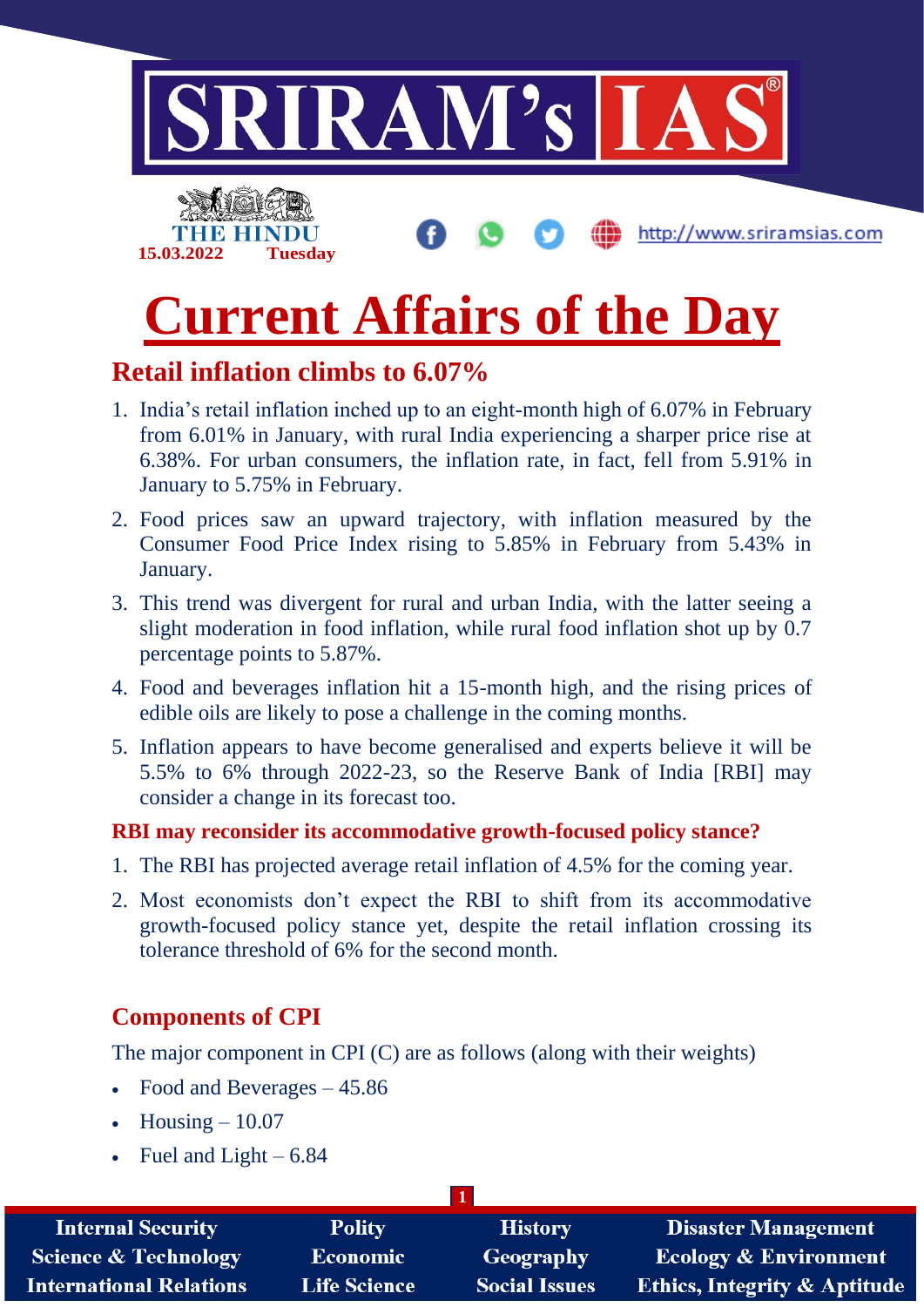15.03.2022 Tuesday

# Current Affairs of the Day

## Retail inflation climbs to 6.07%

1. India's retail inflation inched up to an eight-month high of 6.07% in February from 6.01% in January, with rural India experiencing a sharper price rise at 6.38%. For urban consumers, the inflation rate, in fact, fell from 5.91% in January to 5.75% in February.
2. Food prices saw an upward trajectory, with inflation measured by the Consumer Food Price Index rising to 5.85% in February from 5.43% in January.
3. This trend was divergent for rural and urban India, with the latter seeing a slight moderation in food inflation, while rural food inflation shot up by 0.7 percentage points to 5.87%.
4. Food and beverages inflation hit a 15-month high, and the rising prices of edible oils are likely to pose a challenge in the coming months.
5. Inflation appears to have become generalised and experts believe it will be 5.5% to 6% through 2022-23, so the Reserve Bank of India [RBI] may consider a change in its forecast too.

### RBI may reconsider its accommodative growth-focused policy stance?

1. The RBI has projected average retail inflation of 4.5% for the coming year.
2. Most economists don't expect the RBI to shift from its accommodative growth-focused policy stance yet, despite the retail inflation crossing its tolerance threshold of 6% for the second month.

## Components of CPI

The major component in CPI (C) are as follows (along with their weights)

- Food and Beverages – 45.86
- Housing – 10.07
- Fuel and Light – 6.84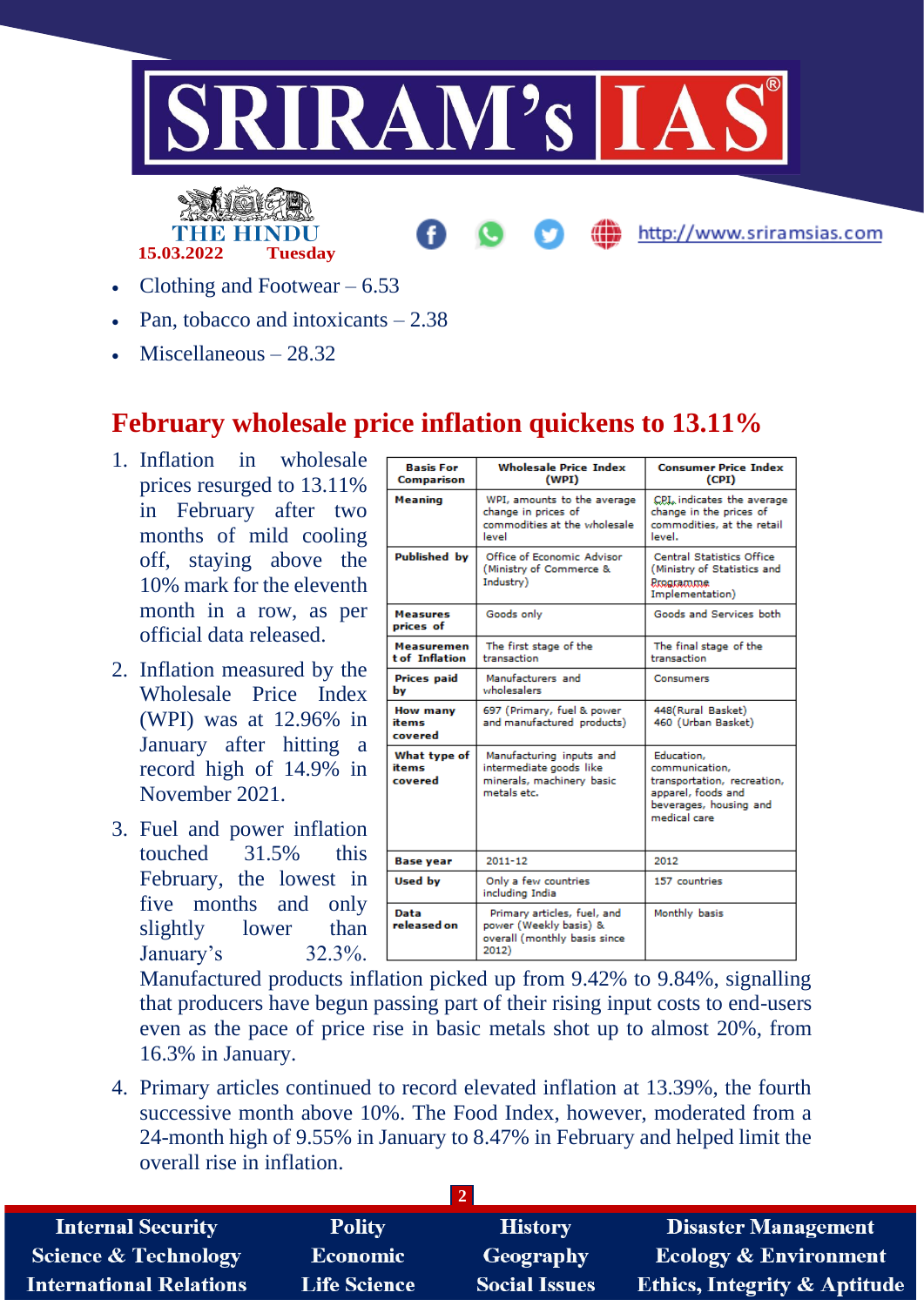- Clothing and Footwear – 6.53
- Pan, tobacco and intoxicants – 2.38
- Miscellaneous – 28.32

## February wholesale price inflation quickens to 13.11%

1. Inflation in wholesale prices resurged to 13.11% in February after two months of mild cooling off, staying above the 10% mark for the eleventh month in a row, as per official data released.
2. Inflation measured by the Wholesale Price Index (WPI) was at 12.96% in January after hitting a record high of 14.9% in November 2021.
3. Fuel and power inflation touched 31.5% this February, the lowest in five months and only slightly lower than January's 32.3%. Manufactured products inflation picked up from 9.42% to 9.84%, signalling that producers have begun passing part of their rising input costs to end-users even as the pace of price rise in basic metals shot up to almost 20%, from 16.3% in January.
4. Primary articles continued to record elevated inflation at 13.39%, the fourth successive month above 10%. The Food Index, however, moderated from a 24-month high of 9.55% in January to 8.47% in February and helped limit the overall rise in inflation.

| Basis For Comparison | Wholesale Price Index (WPI) | Consumer Price Index (CPI) |
|---|---|---|
| Meaning | WPI, amounts to the average change in prices of commodities at the wholesale level | CPI, indicates the average change in the prices of commodities, at the retail level. |
| Published by | Office of Economic Advisor (Ministry of Commerce & Industry) | Central Statistics Office (Ministry of Statistics and Programme Implementation) |
| Measures prices of | Goods only | Goods and Services both |
| Measurement of Inflation | The first stage of the transaction | The final stage of the transaction |
| Prices paid by | Manufacturers and wholesalers | Consumers |
| How many items covered | 697 (Primary, fuel & power and manufactured products) | 448(Rural Basket) 460 (Urban Basket) |
| What type of items covered | Manufacturing inputs and intermediate goods like minerals, machinery basic metals etc. | Education, communication, transportation, recreation, apparel, foods and beverages, housing and medical care |
| Base year | 2011-12 | 2012 |
| Used by | Only a few countries including India | 157 countries |
| Data released on | Primary articles, fuel, and power (Weekly basis) & overall (monthly basis since 2012) | Monthly basis |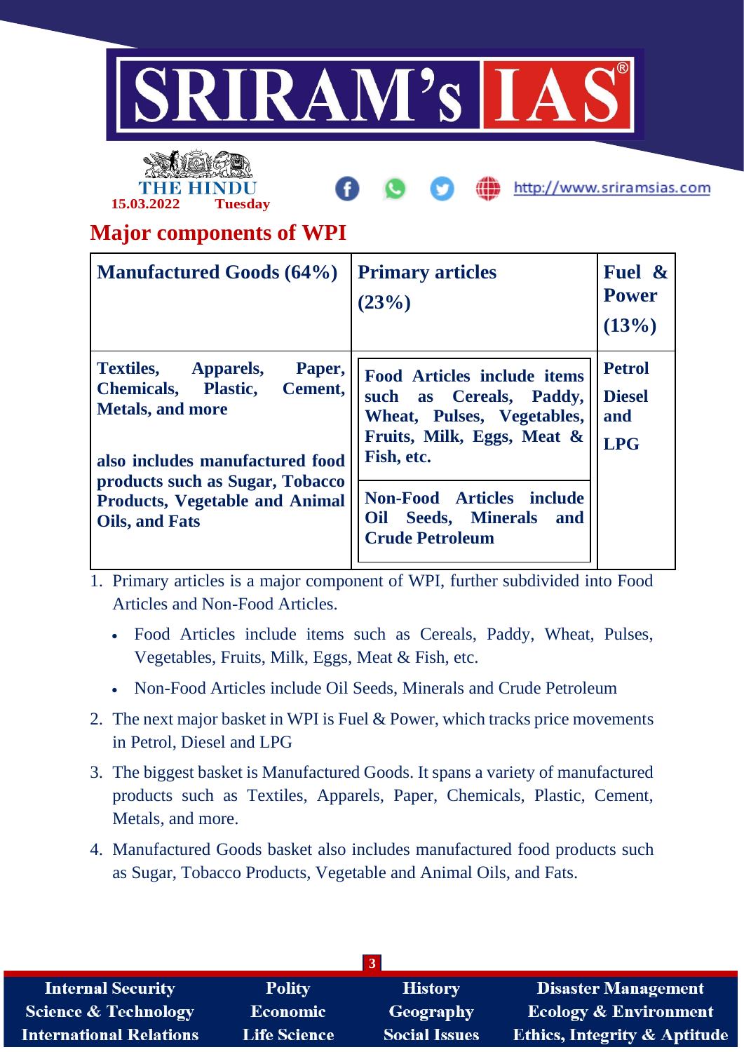## Major components of WPI

| Manufactured Goods (64%) | Primary articles (23%) | Fuel & Power (13%) |
|---|---|---|
| Textiles, Apparels, Paper, Chemicals, Plastic, Cement, Metals, and more<br><br>also includes manufactured food products such as Sugar, Tobacco Products, Vegetable and Animal Oils, and Fats | Food Articles include items such as Cereals, Paddy, Wheat, Pulses, Vegetables, Fruits, Milk, Eggs, Meat & Fish, etc.<br><br>Non-Food Articles include Oil Seeds, Minerals and Crude Petroleum | Petrol Diesel and LPG |

1. Primary articles is a major component of WPI, further subdivided into Food Articles and Non-Food Articles.
   - Food Articles include items such as Cereals, Paddy, Wheat, Pulses, Vegetables, Fruits, Milk, Eggs, Meat & Fish, etc.
   - Non-Food Articles include Oil Seeds, Minerals and Crude Petroleum
2. The next major basket in WPI is Fuel & Power, which tracks price movements in Petrol, Diesel and LPG
3. The biggest basket is Manufactured Goods. It spans a variety of manufactured products such as Textiles, Apparels, Paper, Chemicals, Plastic, Cement, Metals, and more.
4. Manufactured Goods basket also includes manufactured food products such as Sugar, Tobacco Products, Vegetable and Animal Oils, and Fats.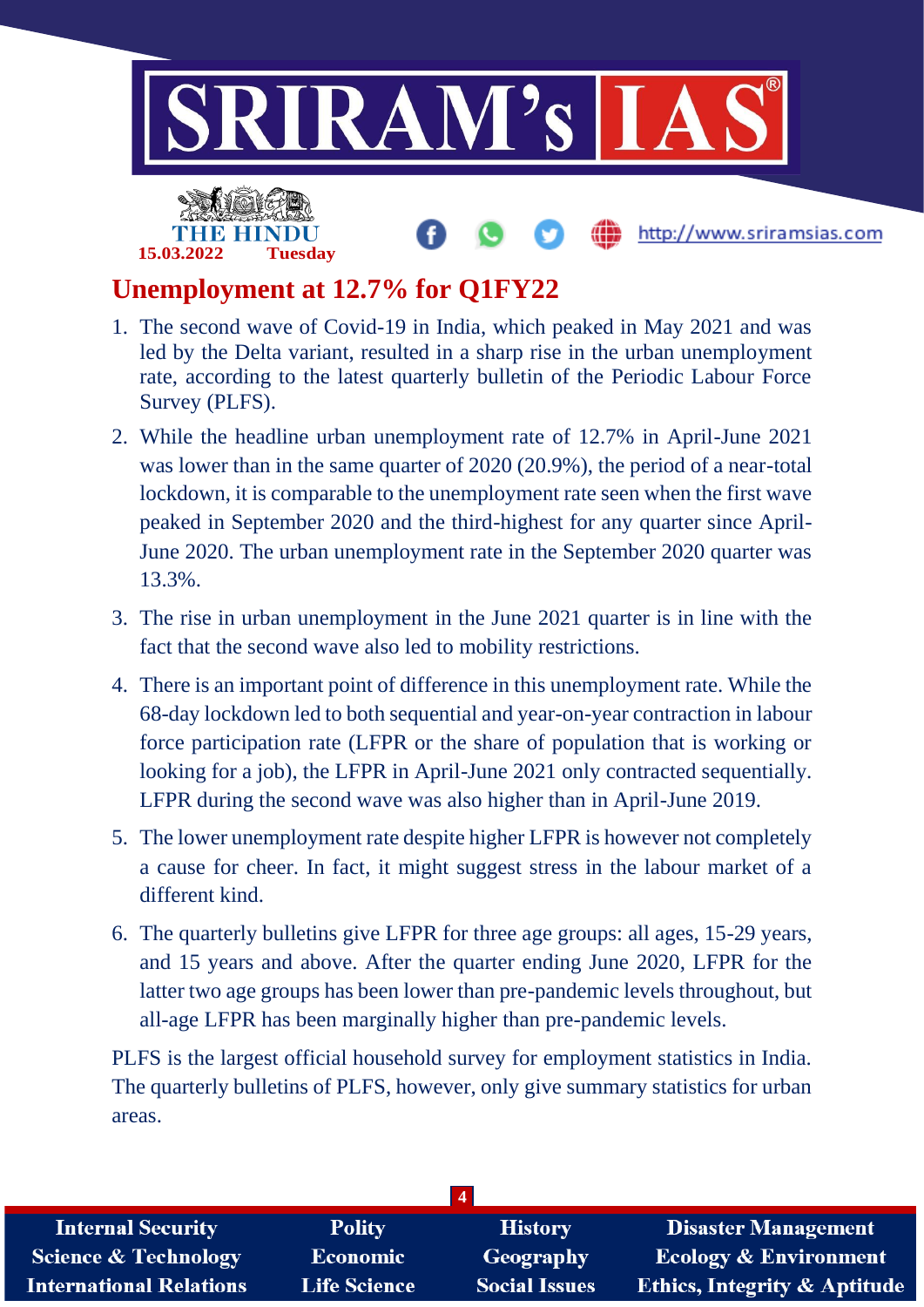## Unemployment at 12.7% for Q1FY22

1. The second wave of Covid-19 in India, which peaked in May 2021 and was led by the Delta variant, resulted in a sharp rise in the urban unemployment rate, according to the latest quarterly bulletin of the Periodic Labour Force Survey (PLFS).
2. While the headline urban unemployment rate of 12.7% in April-June 2021 was lower than in the same quarter of 2020 (20.9%), the period of a near-total lockdown, it is comparable to the unemployment rate seen when the first wave peaked in September 2020 and the third-highest for any quarter since April-June 2020. The urban unemployment rate in the September 2020 quarter was 13.3%.
3. The rise in urban unemployment in the June 2021 quarter is in line with the fact that the second wave also led to mobility restrictions.
4. There is an important point of difference in this unemployment rate. While the 68-day lockdown led to both sequential and year-on-year contraction in labour force participation rate (LFPR or the share of population that is working or looking for a job), the LFPR in April-June 2021 only contracted sequentially. LFPR during the second wave was also higher than in April-June 2019.
5. The lower unemployment rate despite higher LFPR is however not completely a cause for cheer. In fact, it might suggest stress in the labour market of a different kind.
6. The quarterly bulletins give LFPR for three age groups: all ages, 15-29 years, and 15 years and above. After the quarter ending June 2020, LFPR for the latter two age groups has been lower than pre-pandemic levels throughout, but all-age LFPR has been marginally higher than pre-pandemic levels.

PLFS is the largest official household survey for employment statistics in India. The quarterly bulletins of PLFS, however, only give summary statistics for urban areas.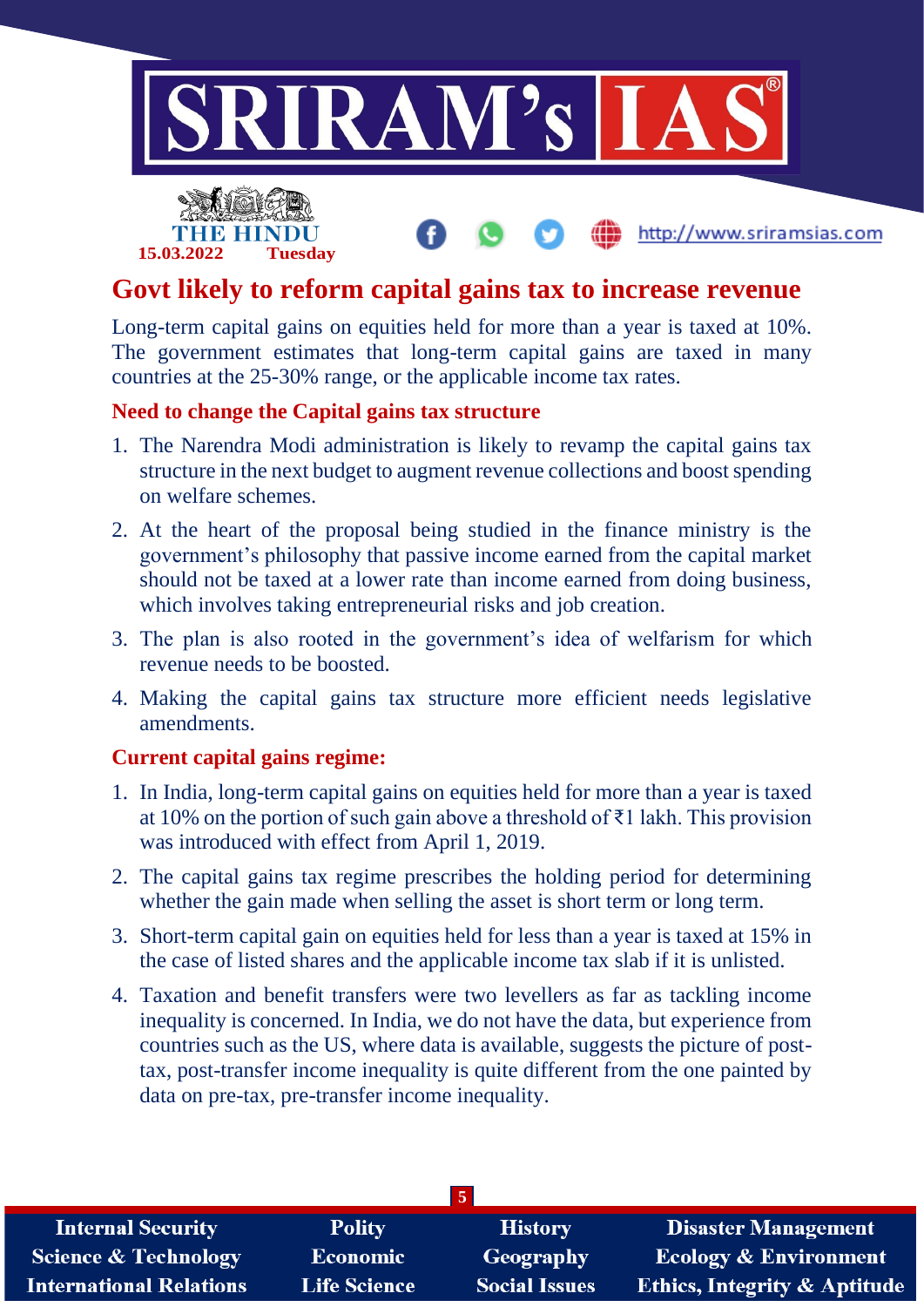# Govt likely to reform capital gains tax to increase revenue

Long-term capital gains on equities held for more than a year is taxed at 10%. The government estimates that long-term capital gains are taxed in many countries at the 25-30% range, or the applicable income tax rates.

## Need to change the Capital gains tax structure

1. The Narendra Modi administration is likely to revamp the capital gains tax structure in the next budget to augment revenue collections and boost spending on welfare schemes.
2. At the heart of the proposal being studied in the finance ministry is the government's philosophy that passive income earned from the capital market should not be taxed at a lower rate than income earned from doing business, which involves taking entrepreneurial risks and job creation.
3. The plan is also rooted in the government's idea of welfarism for which revenue needs to be boosted.
4. Making the capital gains tax structure more efficient needs legislative amendments.

## Current capital gains regime:

1. In India, long-term capital gains on equities held for more than a year is taxed at 10% on the portion of such gain above a threshold of ₹1 lakh. This provision was introduced with effect from April 1, 2019.
2. The capital gains tax regime prescribes the holding period for determining whether the gain made when selling the asset is short term or long term.
3. Short-term capital gain on equities held for less than a year is taxed at 15% in the case of listed shares and the applicable income tax slab if it is unlisted.
4. Taxation and benefit transfers were two levellers as far as tackling income inequality is concerned. In India, we do not have the data, but experience from countries such as the US, where data is available, suggests the picture of post-tax, post-transfer income inequality is quite different from the one painted by data on pre-tax, pre-transfer income inequality.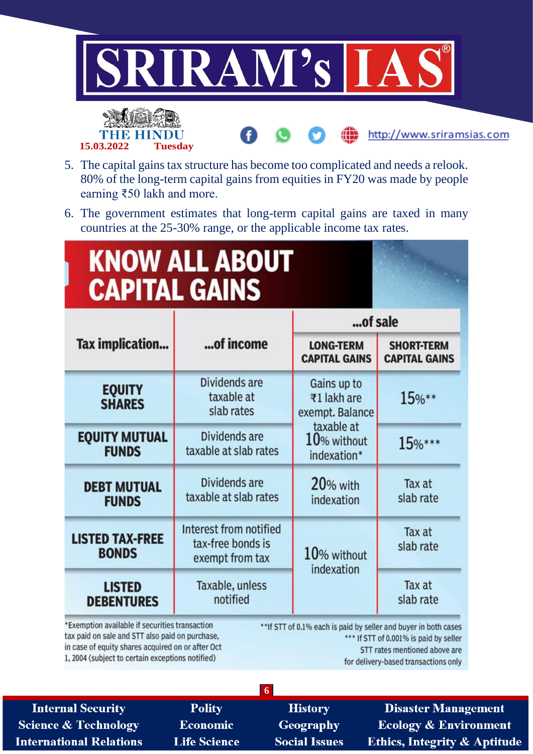5. The capital gains tax structure has become too complicated and needs a relook. 80% of the long-term capital gains from equities in FY20 was made by people earning ₹50 lakh and more.
6. The government estimates that long-term capital gains are taxed in many countries at the 25-30% range, or the applicable income tax rates.

## KNOW ALL ABOUT CAPITAL GAINS

| Tax implication... | ...of income | ...of sale | |
|---|---|---|---|
| | | LONG-TERM CAPITAL GAINS | SHORT-TERM CAPITAL GAINS |
| EQUITY SHARES | Dividends are taxable at slab rates | Gains up to ₹1 lakh are exempt. Balance taxable at 10% without indexation* | 15%** |
| EQUITY MUTUAL FUNDS | Dividends are taxable at slab rates | Gains up to ₹1 lakh are exempt. Balance taxable at 10% without indexation* | 15%*** |
| DEBT MUTUAL FUNDS | Dividends are taxable at slab rates | 20% with indexation | Tax at slab rate |
| LISTED TAX-FREE BONDS | Interest from notified tax-free bonds is exempt from tax | 10% without indexation | Tax at slab rate |
| LISTED DEBENTURES | Taxable, unless notified | 10% without indexation | Tax at slab rate |

*Exemption available if securities transaction tax paid on sale and STT also paid on purchase, in case of equity shares acquired on or after Oct 1, 2004 (subject to certain exceptions notified)

**If STT of 0.1% each is paid by seller and buyer in both cases

*** If STT of 0.001% is paid by seller

STT rates mentioned above are for delivery-based transactions only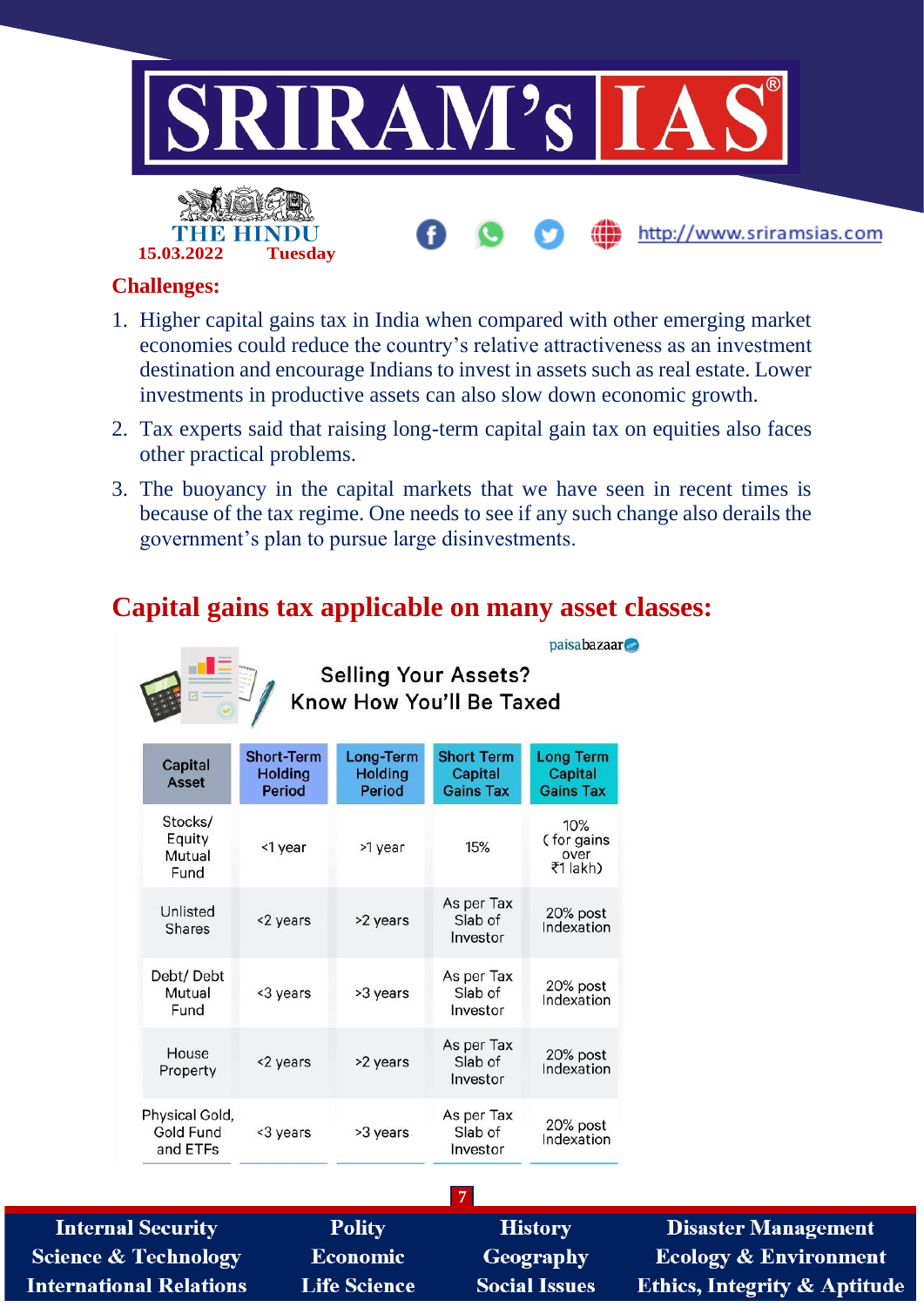**Challenges:**

1. Higher capital gains tax in India when compared with other emerging market economies could reduce the country's relative attractiveness as an investment destination and encourage Indians to invest in assets such as real estate. Lower investments in productive assets can also slow down economic growth.
2. Tax experts said that raising long-term capital gain tax on equities also faces other practical problems.
3. The buoyancy in the capital markets that we have seen in recent times is because of the tax regime. One needs to see if any such change also derails the government's plan to pursue large disinvestments.

## Capital gains tax applicable on many asset classes:

paisabazaar

Selling Your Assets?
Know How You'll Be Taxed

| Capital Asset | Short-Term Holding Period | Long-Term Holding Period | Short Term Capital Gains Tax | Long Term Capital Gains Tax |
|---|---|---|---|---|
| Stocks/ Equity Mutual Fund | <1 year | >1 year | 15% | 10% (for gains over ₹1 lakh) |
| Unlisted Shares | <2 years | >2 years | As per Tax Slab of Investor | 20% post Indexation |
| Debt/ Debt Mutual Fund | <3 years | >3 years | As per Tax Slab of Investor | 20% post Indexation |
| House Property | <2 years | >2 years | As per Tax Slab of Investor | 20% post Indexation |
| Physical Gold, Gold Fund and ETFs | <3 years | >3 years | As per Tax Slab of Investor | 20% post Indexation |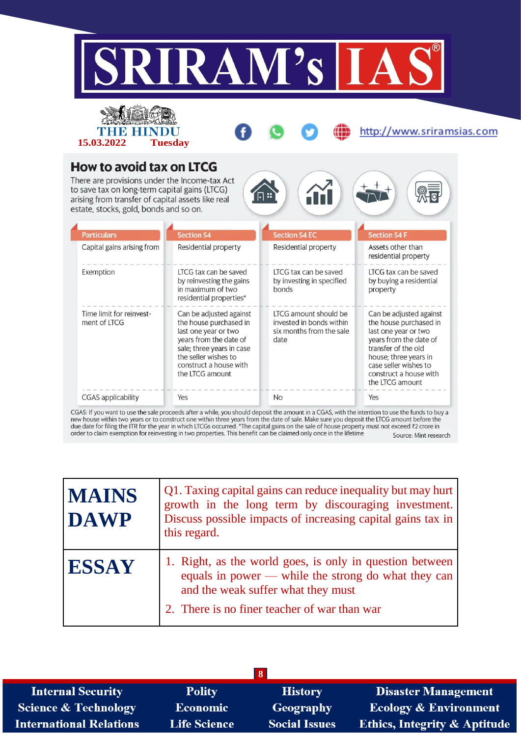THE HINDU
15.03.2022 Tuesday

## How to avoid tax on LTCG

There are provisions under the Income-tax Act to save tax on long-term capital gains (LTCG) arising from transfer of capital assets like real estate, stocks, gold, bonds and so on.

| Particulars | Section 54 | Section 54 EC | Section 54 F |
|---|---|---|---|
| Capital gains arising from | Residential property | Residential property | Assets other than residential property |
| Exemption | LTCG tax can be saved by reinvesting the gains in maximum of two residential properties* | LTCG tax can be saved by investing in specified bonds | LTCG tax can be saved by buying a residential property |
| Time limit for reinvestment of LTCG | Can be adjusted against the house purchased in last one year or two years from the date of sale; three years in case the seller wishes to construct a house with the LTCG amount | LTCG amount should be invested in bonds within six months from the sale date | Can be adjusted against the house purchased in last one year or two years from the date of transfer of the old house; three years in case seller wishes to construct a house with the LTCG amount |
| CGAS applicability | Yes | No | Yes |

CGAS: If you want to use the sale proceeds after a while, you should deposit the amount in a CGAS, with the intention to use the funds to buy a new house within two years or to construct one within three years from the date of sale. Make sure you deposit the LTCG amount before the due date for filing the ITR for the year in which LTCGs occurred. *The capital gains on the sale of house property must not exceed ₹2 crore in order to claim exemption for reinvesting in two properties. This benefit can be claimed only once in the lifetime

Source: Mint research

| | |
|---|---|
| **MAINS DAWP** | Q1. Taxing capital gains can reduce inequality but may hurt growth in the long term by discouraging investment. Discuss possible impacts of increasing capital gains tax in this regard. |
| **ESSAY** | 1. Right, as the world goes, is only in question between equals in power — while the strong do what they can and the weak suffer what they must<br>2. There is no finer teacher of war than war |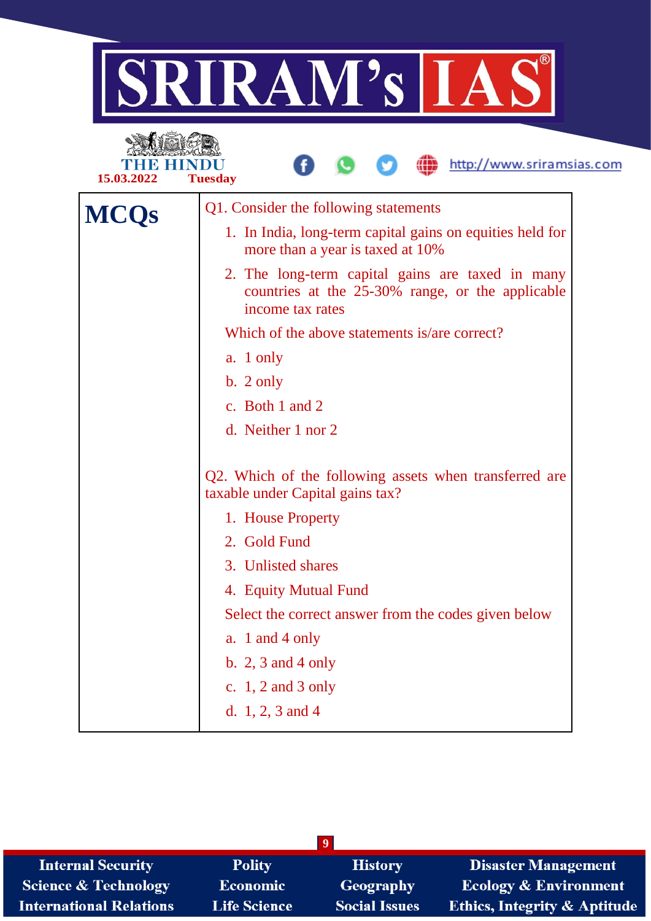# MCQs

Q1. Consider the following statements

1. In India, long-term capital gains on equities held for more than a year is taxed at 10%
2. The long-term capital gains are taxed in many countries at the 25-30% range, or the applicable income tax rates

Which of the above statements is/are correct?

a. 1 only
b. 2 only
c. Both 1 and 2
d. Neither 1 nor 2

Q2. Which of the following assets when transferred are taxable under Capital gains tax?

1. House Property
2. Gold Fund
3. Unlisted shares
4. Equity Mutual Fund

Select the correct answer from the codes given below

a. 1 and 4 only
b. 2, 3 and 4 only
c. 1, 2 and 3 only
d. 1, 2, 3 and 4